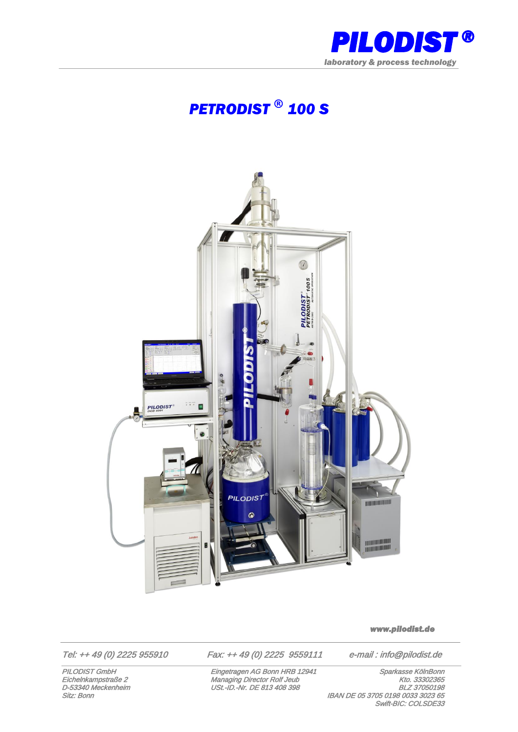# PILODIST®

*laboratory & process technology*

# *PETRODIST® 100 S*

www.pilodist.de

*Tel: ++ 49 (0) 2225 955910* *Fax: ++ 49 (0) 2225 9559111* *e-mail : info@pilodist.de*

*PILODIST GmbH*
*Eichelnkampstraße 2*
*D-53340 Meckenheim*
*Sitz: Bonn*

*Eingetragen AG Bonn HRB 12941*
*Managing Director Rolf Jeub*
*USt.-ID.-Nr. DE 813 408 398*

*Sparkasse KölnBonn*
*Kto. 33302365*
*BLZ 37050198*
*IBAN DE 05 3705 0198 0033 3023 65*
*Swift-BIC: COLSDE33*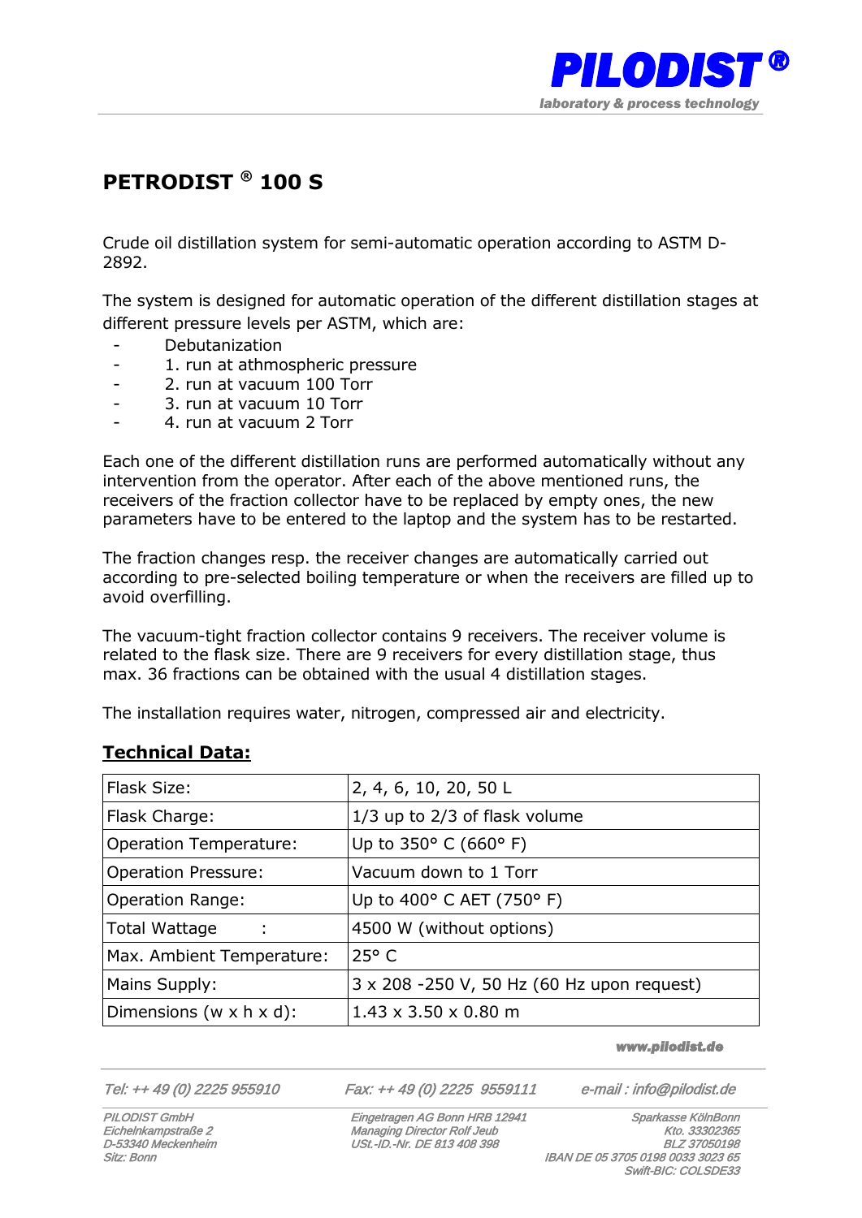# PETRODIST ® 100 S

Crude oil distillation system for semi-automatic operation according to ASTM D-2892.

The system is designed for automatic operation of the different distillation stages at different pressure levels per ASTM, which are:

- Debutanization
- 1. run at athmospheric pressure
- 2. run at vacuum 100 Torr
- 3. run at vacuum 10 Torr
- 4. run at vacuum 2 Torr

Each one of the different distillation runs are performed automatically without any intervention from the operator. After each of the above mentioned runs, the receivers of the fraction collector have to be replaced by empty ones, the new parameters have to be entered to the laptop and the system has to be restarted.

The fraction changes resp. the receiver changes are automatically carried out according to pre-selected boiling temperature or when the receivers are filled up to avoid overfilling.

The vacuum-tight fraction collector contains 9 receivers. The receiver volume is related to the flask size. There are 9 receivers for every distillation stage, thus max. 36 fractions can be obtained with the usual 4 distillation stages.

The installation requires water, nitrogen, compressed air and electricity.

## Technical Data:

| | |
|---|---|
| Flask Size: | 2, 4, 6, 10, 20, 50 L |
| Flask Charge: | 1/3 up to 2/3 of flask volume |
| Operation Temperature: | Up to 350° C (660° F) |
| Operation Pressure: | Vacuum down to 1 Torr |
| Operation Range: | Up to 400° C AET (750° F) |
| Total Wattage : | 4500 W (without options) |
| Max. Ambient Temperature: | 25° C |
| Mains Supply: | 3 x 208 -250 V, 50 Hz (60 Hz upon request) |
| Dimensions (w x h x d): | 1.43 x 3.50 x 0.80 m |